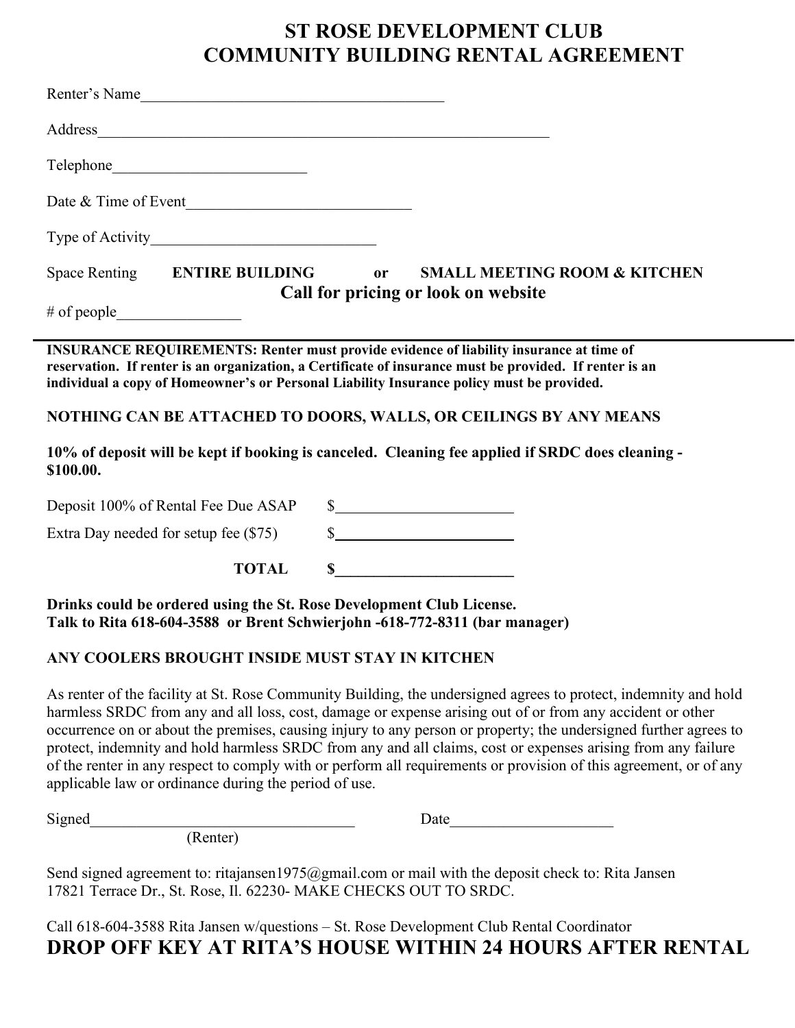# ST ROSE DEVELOPMENT CLUB
# COMMUNITY BUILDING RENTAL AGREEMENT

Renter's Name_______________________________________

Address____________________________________________________________

Telephone__________________________

Date & Time of Event______________________________

Type of Activity______________________________

Space Renting **ENTIRE BUILDING** **or** **SMALL MEETING ROOM & KITCHEN**

**Call for pricing or look on website**

# of people________________

---

**INSURANCE REQUIREMENTS: Renter must provide evidence of liability insurance at time of reservation. If renter is an organization, a Certificate of insurance must be provided. If renter is an individual a copy of Homeowner's or Personal Liability Insurance policy must be provided.**

**NOTHING CAN BE ATTACHED TO DOORS, WALLS, OR CEILINGS BY ANY MEANS**

**10% of deposit will be kept if booking is canceled. Cleaning fee applied if SRDC does cleaning - $100.00.**

Deposit 100% of Rental Fee Due ASAP $________________________

Extra Day needed for setup fee ($75) $________________________

**TOTAL $________________________**

**Drinks could be ordered using the St. Rose Development Club License.**
**Talk to Rita 618-604-3588 or Brent Schwierjohn -618-772-8311 (bar manager)**

**ANY COOLERS BROUGHT INSIDE MUST STAY IN KITCHEN**

As renter of the facility at St. Rose Community Building, the undersigned agrees to protect, indemnity and hold harmless SRDC from any and all loss, cost, damage or expense arising out of or from any accident or other occurrence on or about the premises, causing injury to any person or property; the undersigned further agrees to protect, indemnity and hold harmless SRDC from any and all claims, cost or expenses arising from any failure of the renter in any respect to comply with or perform all requirements or provision of this agreement, or of any applicable law or ordinance during the period of use.

Signed___________________________________ Date______________________
(Renter)

Send signed agreement to: ritajansen1975@gmail.com or mail with the deposit check to: Rita Jansen 17821 Terrace Dr., St. Rose, Il. 62230- MAKE CHECKS OUT TO SRDC.

Call 618-604-3588 Rita Jansen w/questions – St. Rose Development Club Rental Coordinator

## DROP OFF KEY AT RITA'S HOUSE WITHIN 24 HOURS AFTER RENTAL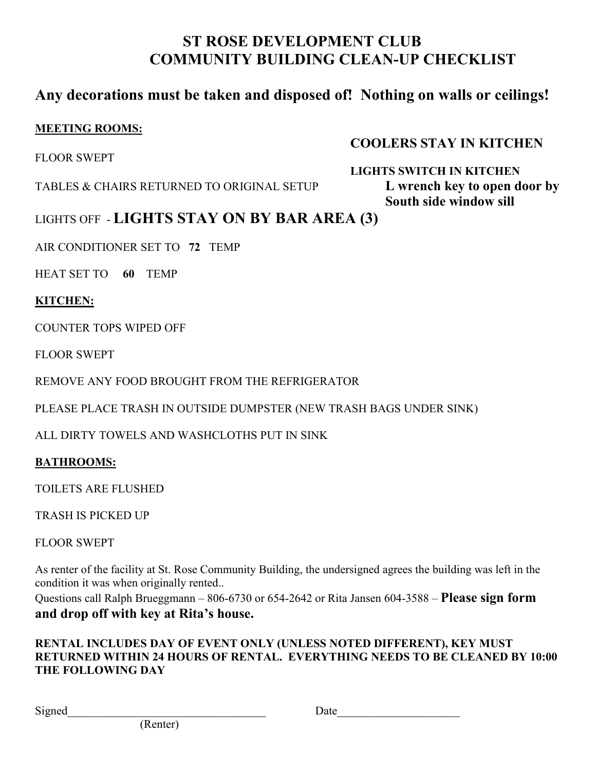# ST ROSE DEVELOPMENT CLUB
# COMMUNITY BUILDING CLEAN-UP CHECKLIST

## Any decorations must be taken and disposed of! Nothing on walls or ceilings!

**MEETING ROOMS:**

FLOOR SWEPT

TABLES & CHAIRS RETURNED TO ORIGINAL SETUP

LIGHTS OFF - **LIGHTS STAY ON BY BAR AREA (3)**

AIR CONDITIONER SET TO **72** TEMP

HEAT SET TO **60** TEMP

**COOLERS STAY IN KITCHEN**

**LIGHTS SWITCH IN KITCHEN**

**L wrench key to open door by South side window sill**

**KITCHEN:**

COUNTER TOPS WIPED OFF

FLOOR SWEPT

REMOVE ANY FOOD BROUGHT FROM THE REFRIGERATOR

PLEASE PLACE TRASH IN OUTSIDE DUMPSTER (NEW TRASH BAGS UNDER SINK)

ALL DIRTY TOWELS AND WASHCLOTHS PUT IN SINK

**BATHROOMS:**

TOILETS ARE FLUSHED

TRASH IS PICKED UP

FLOOR SWEPT

As renter of the facility at St. Rose Community Building, the undersigned agrees the building was left in the condition it was when originally rented..
Questions call Ralph Brueggmann – 806-6730 or 654-2642 or Rita Jansen 604-3588 – **Please sign form and drop off with key at Rita's house.**

**RENTAL INCLUDES DAY OF EVENT ONLY (UNLESS NOTED DIFFERENT), KEY MUST RETURNED WITHIN 24 HOURS OF RENTAL. EVERYTHING NEEDS TO BE CLEANED BY 10:00 THE FOLLOWING DAY**

Signed__________________________________ Date_____________________
(Renter)